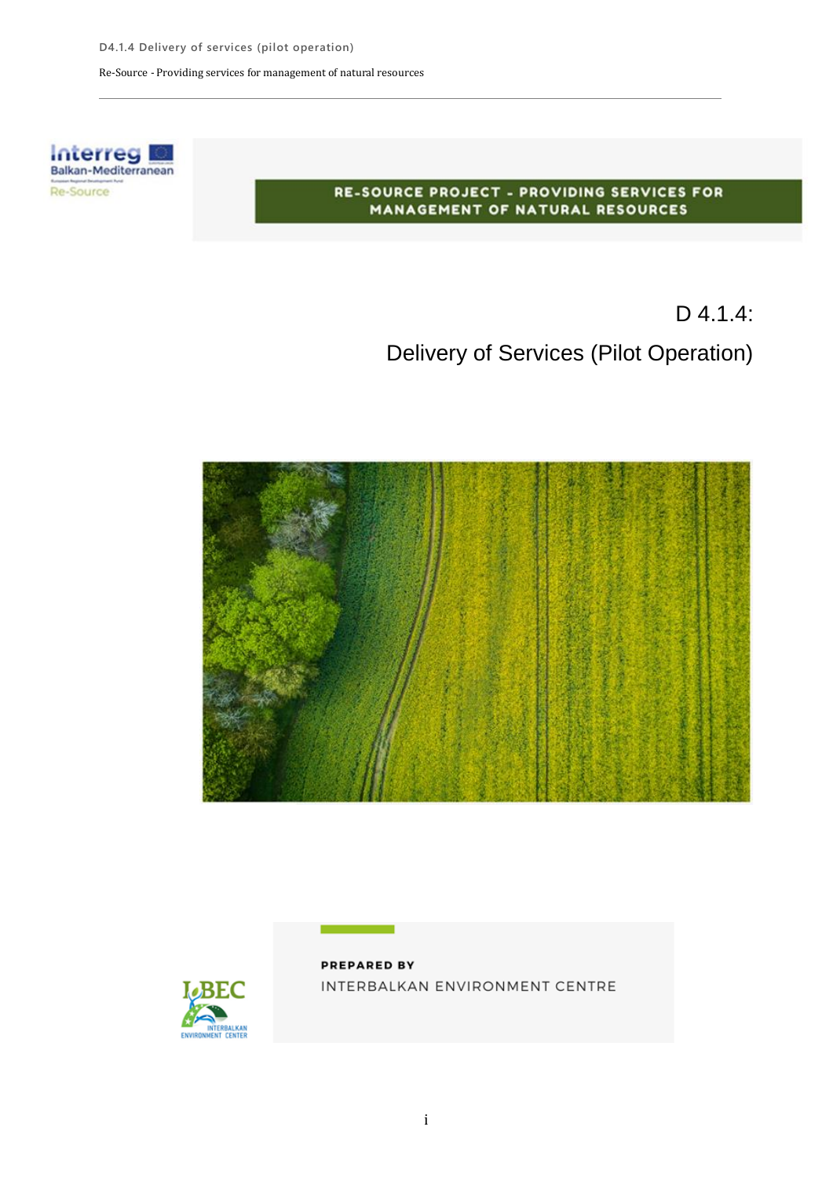RE-SOURCE PROJECT - PROVIDING SERVICES FOR MANAGEMENT OF NATURAL RESOURCES

# D 4.1.4:

# Delivery of Services (Pilot Operation)

**PREPARED BY**

INTERBALKAN ENVIRONMENT CENTRE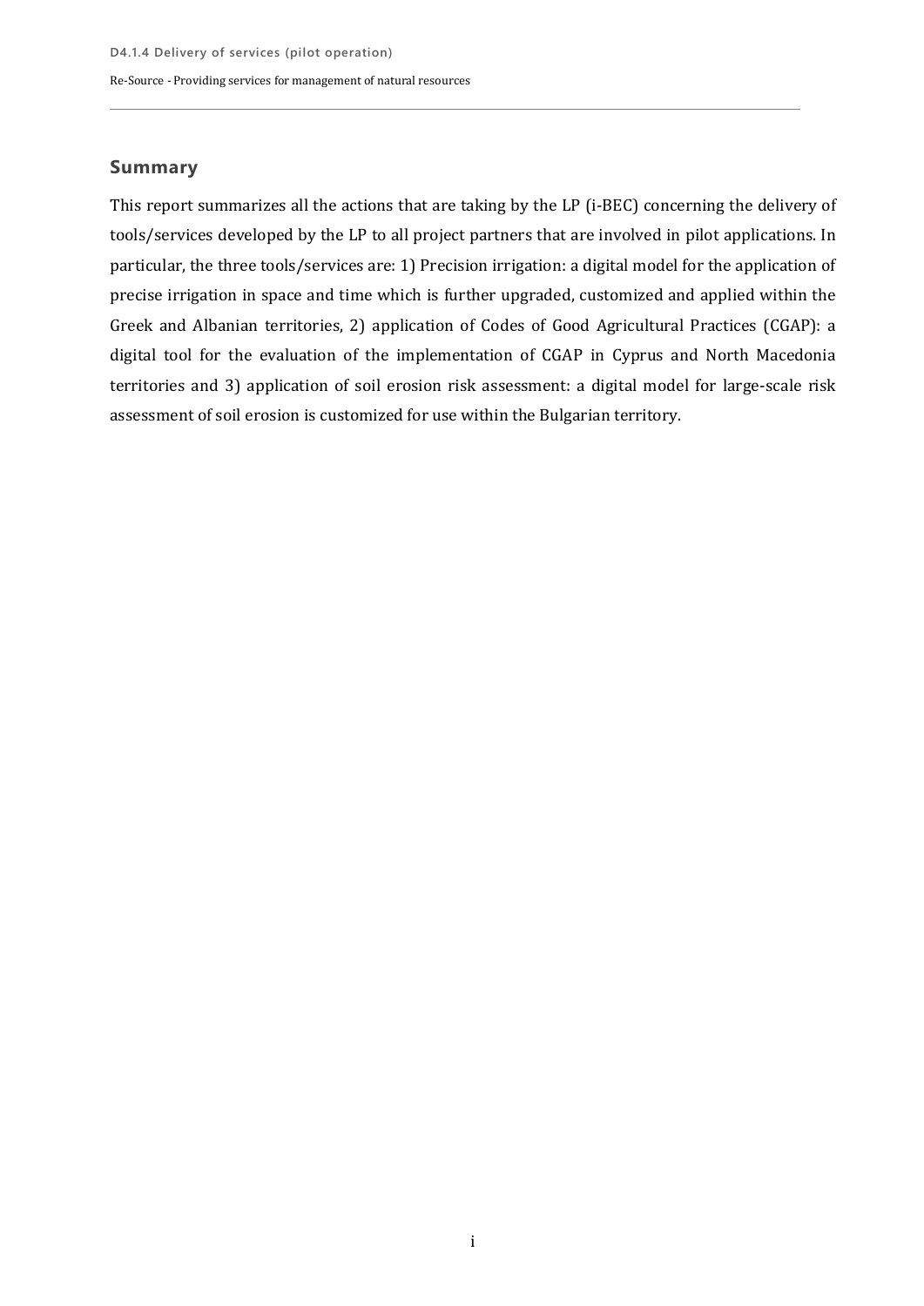## Summary

This report summarizes all the actions that are taking by the LP (i-BEC) concerning the delivery of tools/services developed by the LP to all project partners that are involved in pilot applications. In particular, the three tools/services are: 1) Precision irrigation: a digital model for the application of precise irrigation in space and time which is further upgraded, customized and applied within the Greek and Albanian territories, 2) application of Codes of Good Agricultural Practices (CGAP): a digital tool for the evaluation of the implementation of CGAP in Cyprus and North Macedonia territories and 3) application of soil erosion risk assessment: a digital model for large-scale risk assessment of soil erosion is customized for use within the Bulgarian territory.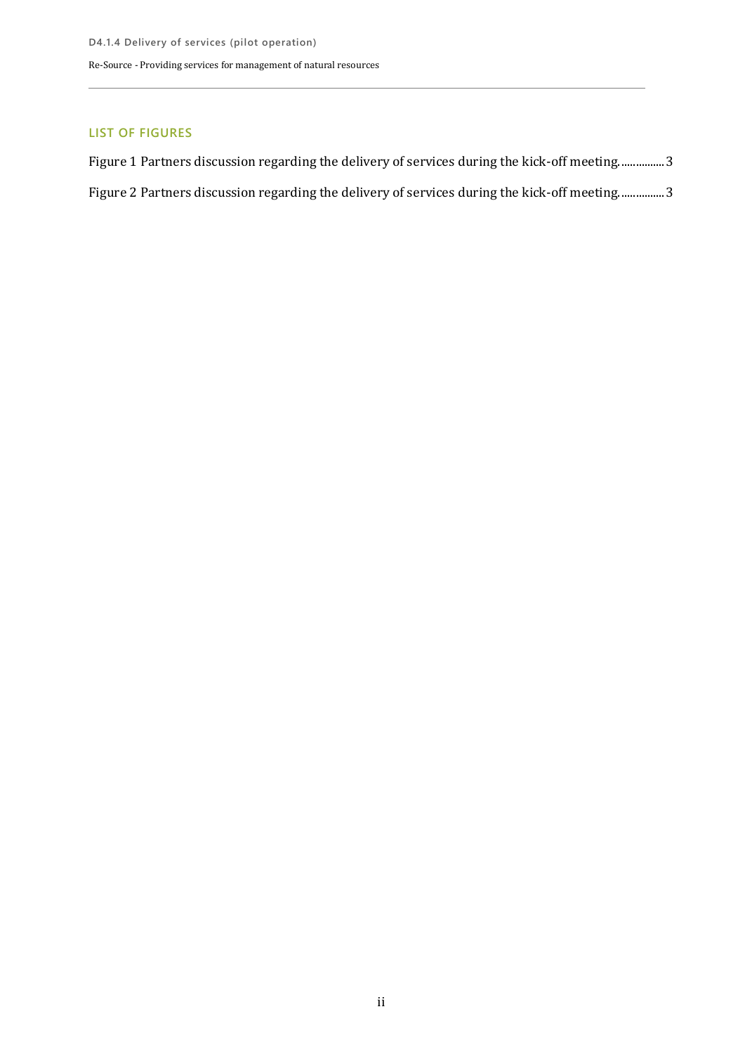## LIST OF FIGURES

Figure 1 Partners discussion regarding the delivery of services during the kick-off meeting. ............... 3

Figure 2 Partners discussion regarding the delivery of services during the kick-off meeting. ............... 3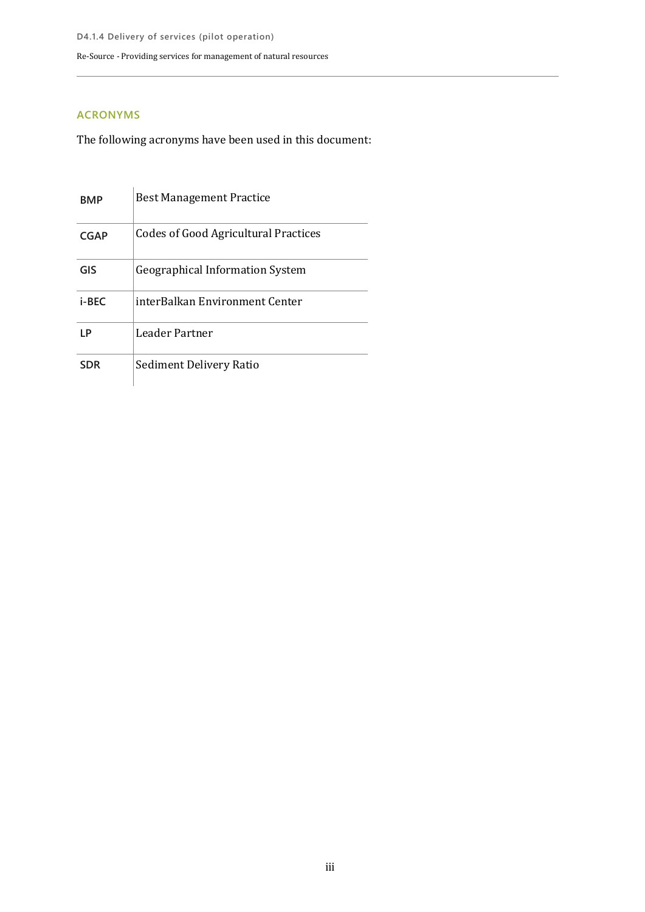## ACRONYMS

The following acronyms have been used in this document:

| | |
|---|---|
| **BMP** | Best Management Practice |
| **CGAP** | Codes of Good Agricultural Practices |
| **GIS** | Geographical Information System |
| **i-BEC** | interBalkan Environment Center |
| **LP** | Leader Partner |
| **SDR** | Sediment Delivery Ratio |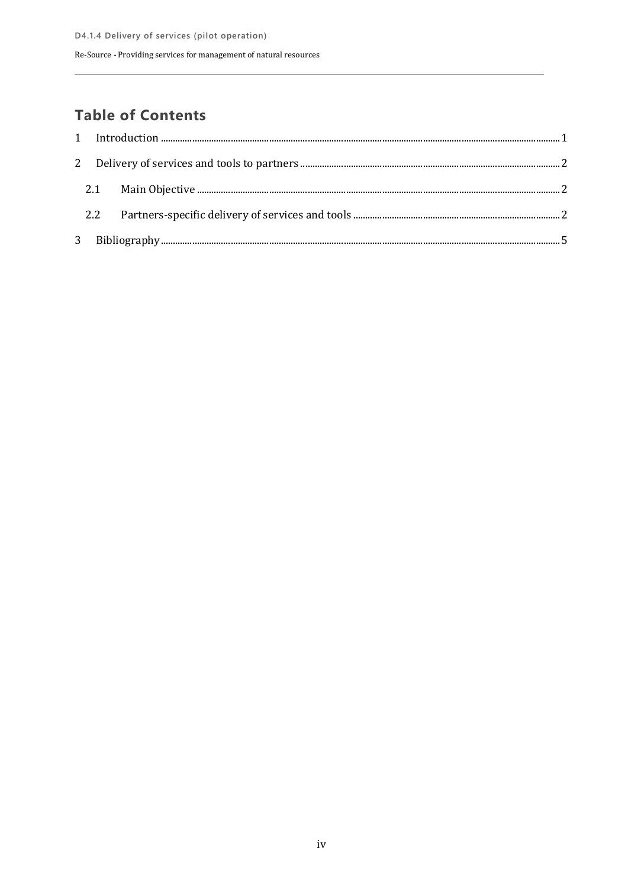## Table of Contents

1 Introduction ........ 1

2 Delivery of services and tools to partners ........ 2

- 2.1 Main Objective ........ 2
- 2.2 Partners-specific delivery of services and tools ........ 2

3 Bibliography ........ 5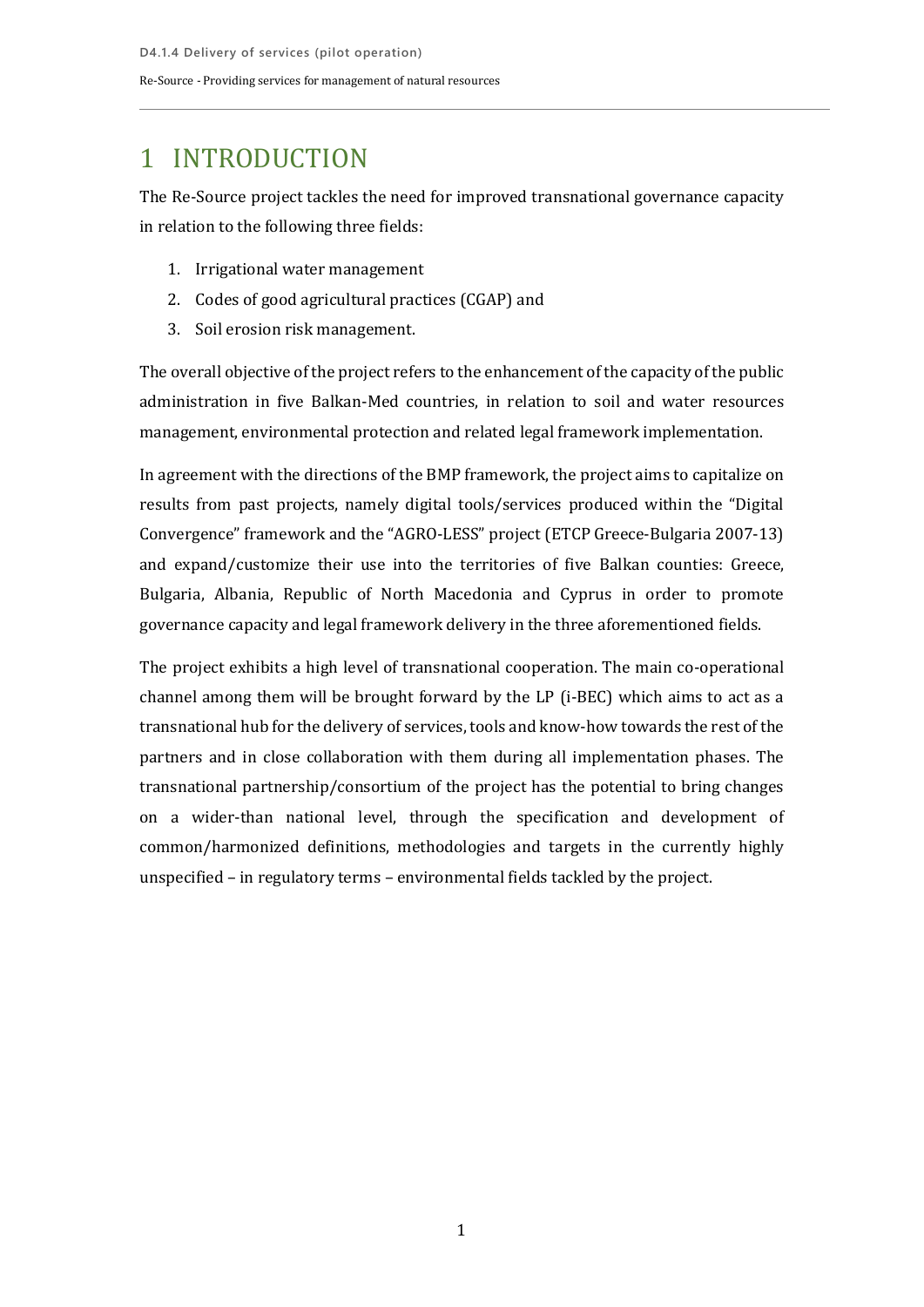# 1 INTRODUCTION

The Re-Source project tackles the need for improved transnational governance capacity in relation to the following three fields:

1. Irrigational water management
2. Codes of good agricultural practices (CGAP) and
3. Soil erosion risk management.

The overall objective of the project refers to the enhancement of the capacity of the public administration in five Balkan-Med countries, in relation to soil and water resources management, environmental protection and related legal framework implementation.

In agreement with the directions of the BMP framework, the project aims to capitalize on results from past projects, namely digital tools/services produced within the "Digital Convergence" framework and the "AGRO-LESS" project (ETCP Greece-Bulgaria 2007-13) and expand/customize their use into the territories of five Balkan counties: Greece, Bulgaria, Albania, Republic of North Macedonia and Cyprus in order to promote governance capacity and legal framework delivery in the three aforementioned fields.

The project exhibits a high level of transnational cooperation. The main co-operational channel among them will be brought forward by the LP (i-BEC) which aims to act as a transnational hub for the delivery of services, tools and know-how towards the rest of the partners and in close collaboration with them during all implementation phases. The transnational partnership/consortium of the project has the potential to bring changes on a wider-than national level, through the specification and development of common/harmonized definitions, methodologies and targets in the currently highly unspecified – in regulatory terms – environmental fields tackled by the project.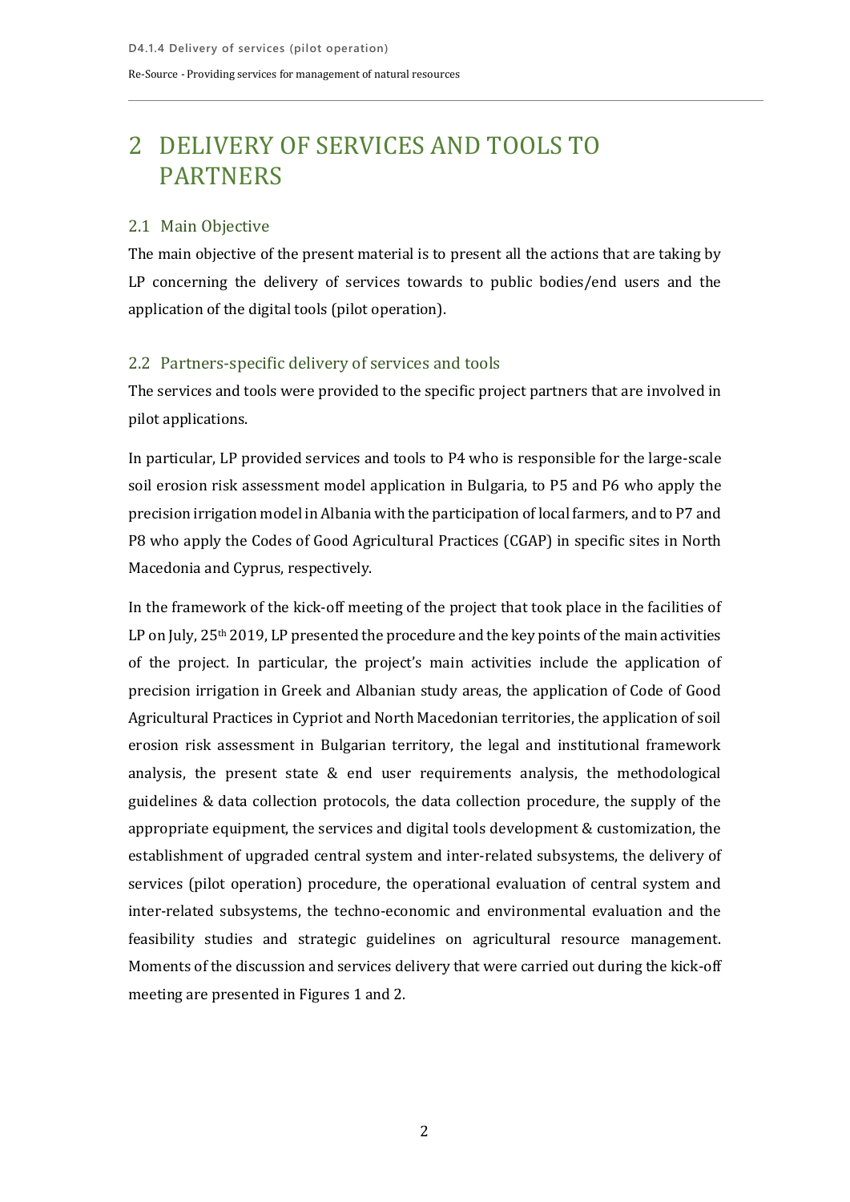# 2 DELIVERY OF SERVICES AND TOOLS TO PARTNERS

## 2.1 Main Objective

The main objective of the present material is to present all the actions that are taking by LP concerning the delivery of services towards to public bodies/end users and the application of the digital tools (pilot operation).

## 2.2 Partners-specific delivery of services and tools

The services and tools were provided to the specific project partners that are involved in pilot applications.

In particular, LP provided services and tools to P4 who is responsible for the large-scale soil erosion risk assessment model application in Bulgaria, to P5 and P6 who apply the precision irrigation model in Albania with the participation of local farmers, and to P7 and P8 who apply the Codes of Good Agricultural Practices (CGAP) in specific sites in North Macedonia and Cyprus, respectively.

In the framework of the kick-off meeting of the project that took place in the facilities of LP on July, 25th 2019, LP presented the procedure and the key points of the main activities of the project. In particular, the project's main activities include the application of precision irrigation in Greek and Albanian study areas, the application of Code of Good Agricultural Practices in Cypriot and North Macedonian territories, the application of soil erosion risk assessment in Bulgarian territory, the legal and institutional framework analysis, the present state & end user requirements analysis, the methodological guidelines & data collection protocols, the data collection procedure, the supply of the appropriate equipment, the services and digital tools development & customization, the establishment of upgraded central system and inter-related subsystems, the delivery of services (pilot operation) procedure, the operational evaluation of central system and inter-related subsystems, the techno-economic and environmental evaluation and the feasibility studies and strategic guidelines on agricultural resource management. Moments of the discussion and services delivery that were carried out during the kick-off meeting are presented in Figures 1 and 2.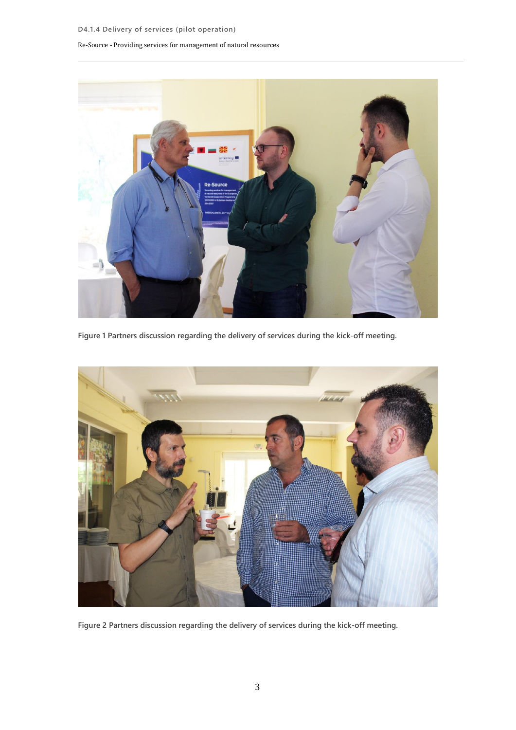Figure 1 Partners discussion regarding the delivery of services during the kick-off meeting.

Figure 2 Partners discussion regarding the delivery of services during the kick-off meeting.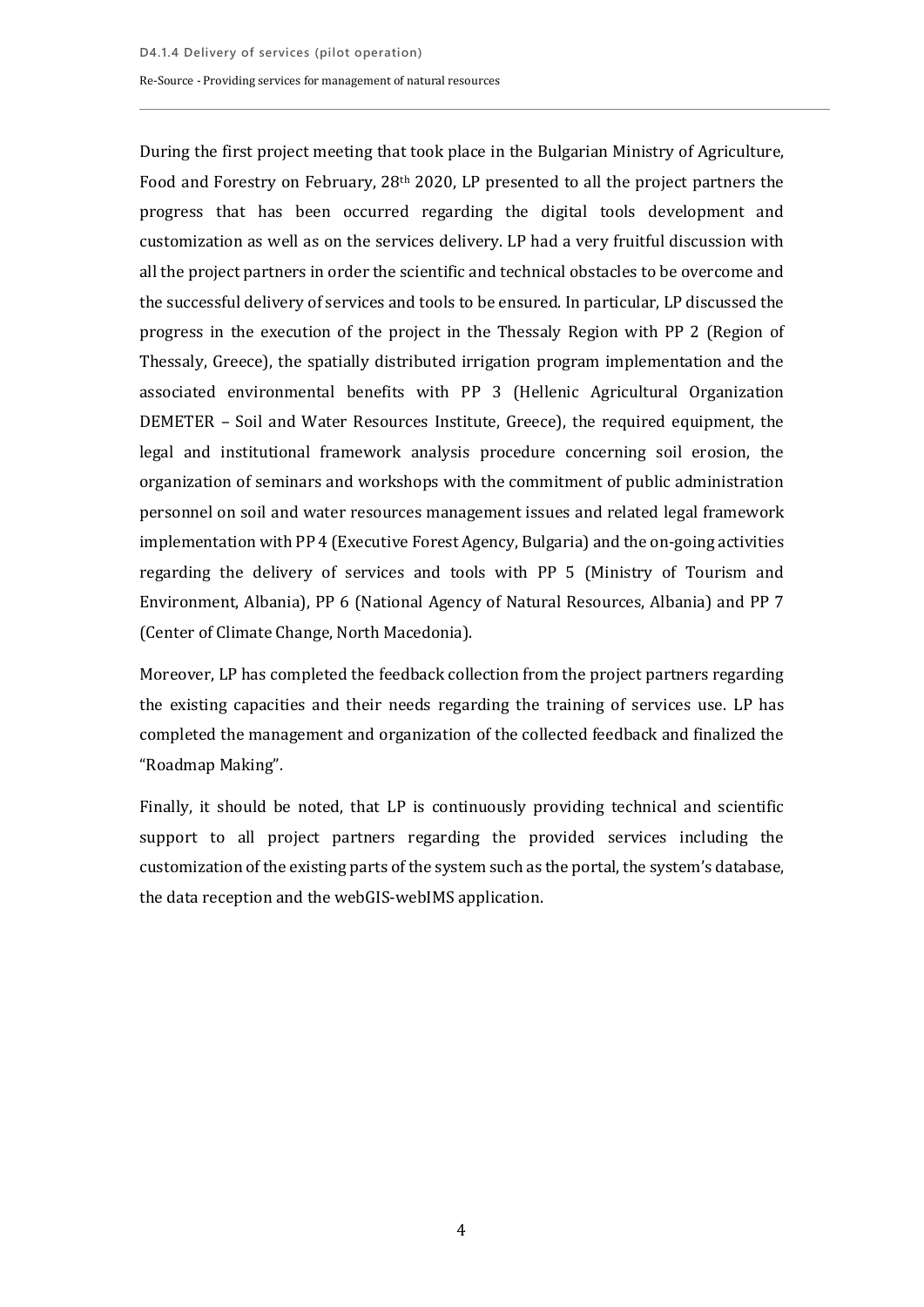During the first project meeting that took place in the Bulgarian Ministry of Agriculture, Food and Forestry on February, 28th 2020, LP presented to all the project partners the progress that has been occurred regarding the digital tools development and customization as well as on the services delivery. LP had a very fruitful discussion with all the project partners in order the scientific and technical obstacles to be overcome and the successful delivery of services and tools to be ensured. In particular, LP discussed the progress in the execution of the project in the Thessaly Region with PP 2 (Region of Thessaly, Greece), the spatially distributed irrigation program implementation and the associated environmental benefits with PP 3 (Hellenic Agricultural Organization DEMETER – Soil and Water Resources Institute, Greece), the required equipment, the legal and institutional framework analysis procedure concerning soil erosion, the organization of seminars and workshops with the commitment of public administration personnel on soil and water resources management issues and related legal framework implementation with PP 4 (Executive Forest Agency, Bulgaria) and the on-going activities regarding the delivery of services and tools with PP 5 (Ministry of Tourism and Environment, Albania), PP 6 (National Agency of Natural Resources, Albania) and PP 7 (Center of Climate Change, North Macedonia).

Moreover, LP has completed the feedback collection from the project partners regarding the existing capacities and their needs regarding the training of services use. LP has completed the management and organization of the collected feedback and finalized the "Roadmap Making".

Finally, it should be noted, that LP is continuously providing technical and scientific support to all project partners regarding the provided services including the customization of the existing parts of the system such as the portal, the system's database, the data reception and the webGIS-webIMS application.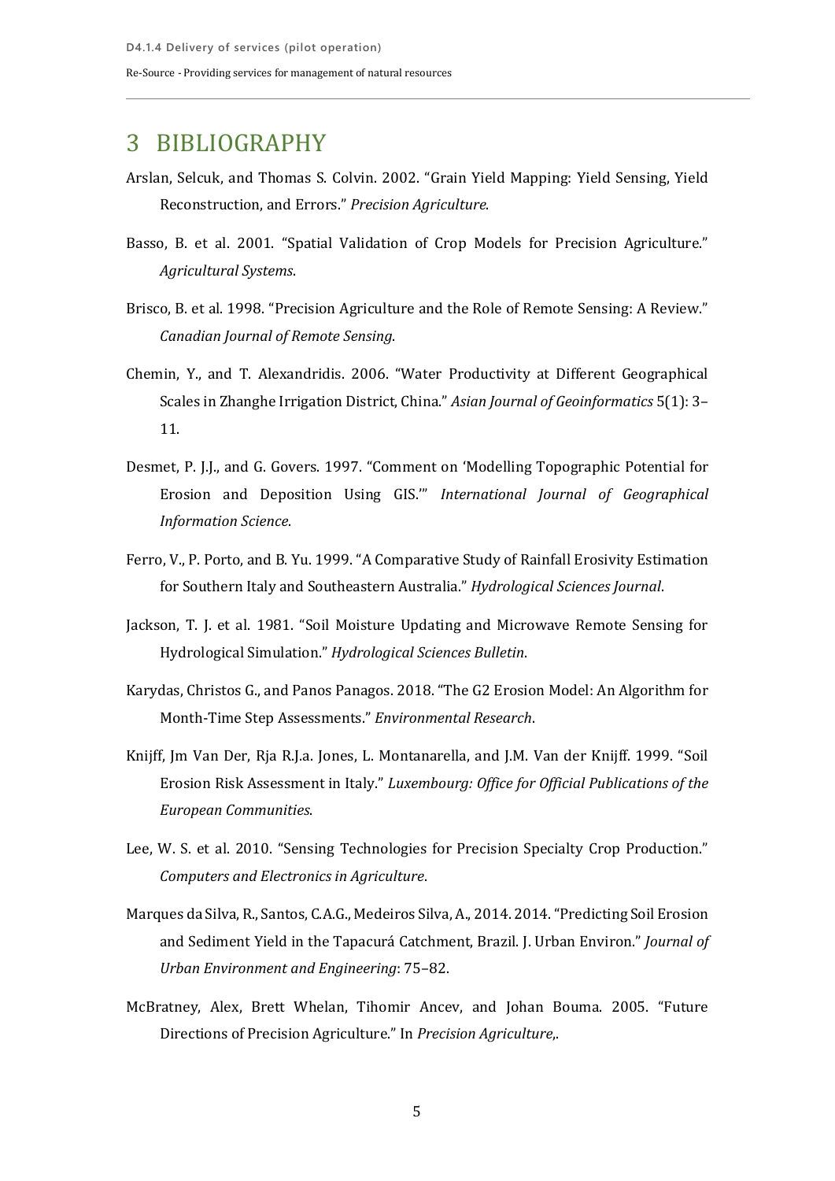# 3 BIBLIOGRAPHY

Arslan, Selcuk, and Thomas S. Colvin. 2002. "Grain Yield Mapping: Yield Sensing, Yield Reconstruction, and Errors." *Precision Agriculture*.

Basso, B. et al. 2001. "Spatial Validation of Crop Models for Precision Agriculture." *Agricultural Systems*.

Brisco, B. et al. 1998. "Precision Agriculture and the Role of Remote Sensing: A Review." *Canadian Journal of Remote Sensing*.

Chemin, Y., and T. Alexandridis. 2006. "Water Productivity at Different Geographical Scales in Zhanghe Irrigation District, China." *Asian Journal of Geoinformatics* 5(1): 3–11.

Desmet, P. J.J., and G. Govers. 1997. "Comment on 'Modelling Topographic Potential for Erosion and Deposition Using GIS.'" *International Journal of Geographical Information Science*.

Ferro, V., P. Porto, and B. Yu. 1999. "A Comparative Study of Rainfall Erosivity Estimation for Southern Italy and Southeastern Australia." *Hydrological Sciences Journal*.

Jackson, T. J. et al. 1981. "Soil Moisture Updating and Microwave Remote Sensing for Hydrological Simulation." *Hydrological Sciences Bulletin*.

Karydas, Christos G., and Panos Panagos. 2018. "The G2 Erosion Model: An Algorithm for Month-Time Step Assessments." *Environmental Research*.

Knijff, Jm Van Der, Rja R.J.a. Jones, L. Montanarella, and J.M. Van der Knijff. 1999. "Soil Erosion Risk Assessment in Italy." *Luxembourg: Office for Official Publications of the European Communities*.

Lee, W. S. et al. 2010. "Sensing Technologies for Precision Specialty Crop Production." *Computers and Electronics in Agriculture*.

Marques da Silva, R., Santos, C.A.G., Medeiros Silva, A., 2014. 2014. "Predicting Soil Erosion and Sediment Yield in the Tapacurá Catchment, Brazil. J. Urban Environ." *Journal of Urban Environment and Engineering*: 75–82.

McBratney, Alex, Brett Whelan, Tihomir Ancev, and Johan Bouma. 2005. "Future Directions of Precision Agriculture." In *Precision Agriculture*,.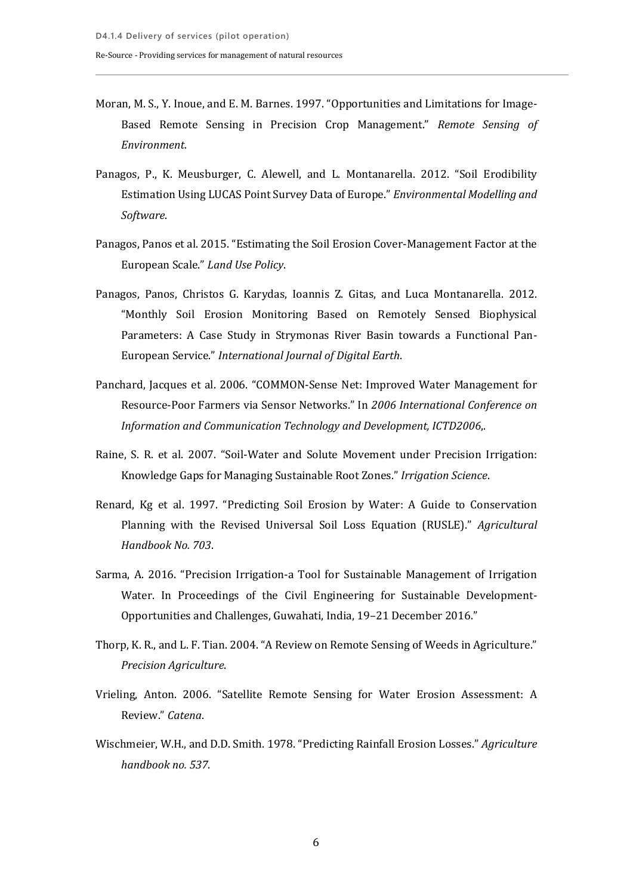Moran, M. S., Y. Inoue, and E. M. Barnes. 1997. "Opportunities and Limitations for Image-Based Remote Sensing in Precision Crop Management." *Remote Sensing of Environment*.

Panagos, P., K. Meusburger, C. Alewell, and L. Montanarella. 2012. "Soil Erodibility Estimation Using LUCAS Point Survey Data of Europe." *Environmental Modelling and Software*.

Panagos, Panos et al. 2015. "Estimating the Soil Erosion Cover-Management Factor at the European Scale." *Land Use Policy*.

Panagos, Panos, Christos G. Karydas, Ioannis Z. Gitas, and Luca Montanarella. 2012. "Monthly Soil Erosion Monitoring Based on Remotely Sensed Biophysical Parameters: A Case Study in Strymonas River Basin towards a Functional Pan-European Service." *International Journal of Digital Earth*.

Panchard, Jacques et al. 2006. "COMMON-Sense Net: Improved Water Management for Resource-Poor Farmers via Sensor Networks." In *2006 International Conference on Information and Communication Technology and Development, ICTD2006,*.

Raine, S. R. et al. 2007. "Soil-Water and Solute Movement under Precision Irrigation: Knowledge Gaps for Managing Sustainable Root Zones." *Irrigation Science*.

Renard, Kg et al. 1997. "Predicting Soil Erosion by Water: A Guide to Conservation Planning with the Revised Universal Soil Loss Equation (RUSLE)." *Agricultural Handbook No. 703*.

Sarma, A. 2016. "Precision Irrigation-a Tool for Sustainable Management of Irrigation Water. In Proceedings of the Civil Engineering for Sustainable Development-Opportunities and Challenges, Guwahati, India, 19–21 December 2016."

Thorp, K. R., and L. F. Tian. 2004. "A Review on Remote Sensing of Weeds in Agriculture." *Precision Agriculture*.

Vrieling, Anton. 2006. "Satellite Remote Sensing for Water Erosion Assessment: A Review." *Catena*.

Wischmeier, W.H., and D.D. Smith. 1978. "Predicting Rainfall Erosion Losses." *Agriculture handbook no. 537*.